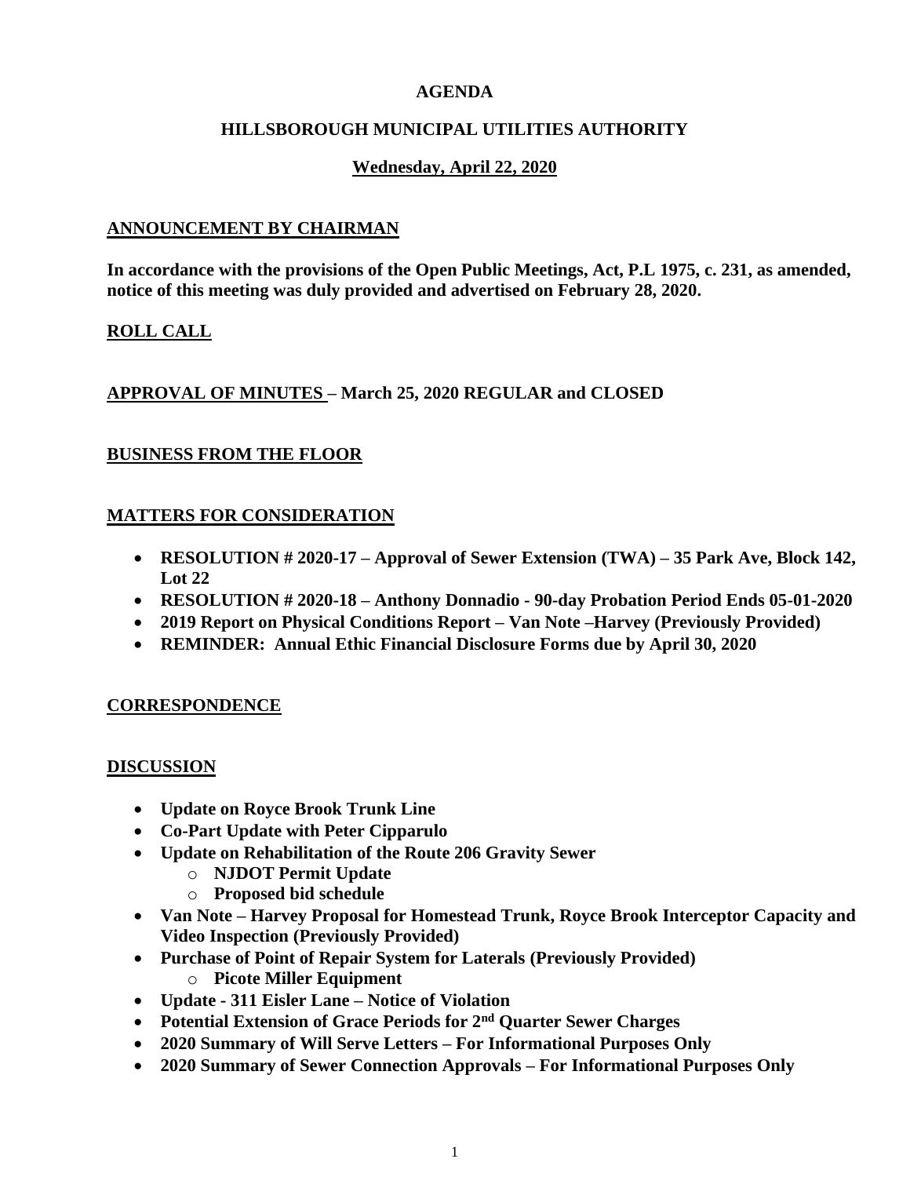# AGENDA

## HILLSBOROUGH MUNICIPAL UTILITIES AUTHORITY

### Wednesday, April 22, 2020

**ANNOUNCEMENT BY CHAIRMAN**

**In accordance with the provisions of the Open Public Meetings, Act, P.L 1975, c. 231, as amended, notice of this meeting was duly provided and advertised on February 28, 2020.**

**ROLL CALL**

**APPROVAL OF MINUTES – March 25, 2020 REGULAR and CLOSED**

**BUSINESS FROM THE FLOOR**

**MATTERS FOR CONSIDERATION**

- **RESOLUTION # 2020-17 – Approval of Sewer Extension (TWA) – 35 Park Ave, Block 142, Lot 22**
- **RESOLUTION # 2020-18 – Anthony Donnadio - 90-day Probation Period Ends 05-01-2020**
- **2019 Report on Physical Conditions Report – Van Note –Harvey (Previously Provided)**
- **REMINDER: Annual Ethic Financial Disclosure Forms due by April 30, 2020**

**CORRESPONDENCE**

**DISCUSSION**

- **Update on Royce Brook Trunk Line**
- **Co-Part Update with Peter Cipparulo**
- **Update on Rehabilitation of the Route 206 Gravity Sewer**
  - **NJDOT Permit Update**
  - **Proposed bid schedule**
- **Van Note – Harvey Proposal for Homestead Trunk, Royce Brook Interceptor Capacity and Video Inspection (Previously Provided)**
- **Purchase of Point of Repair System for Laterals (Previously Provided)**
  - **Picote Miller Equipment**
- **Update - 311 Eisler Lane – Notice of Violation**
- **Potential Extension of Grace Periods for 2nd Quarter Sewer Charges**
- **2020 Summary of Will Serve Letters – For Informational Purposes Only**
- **2020 Summary of Sewer Connection Approvals – For Informational Purposes Only**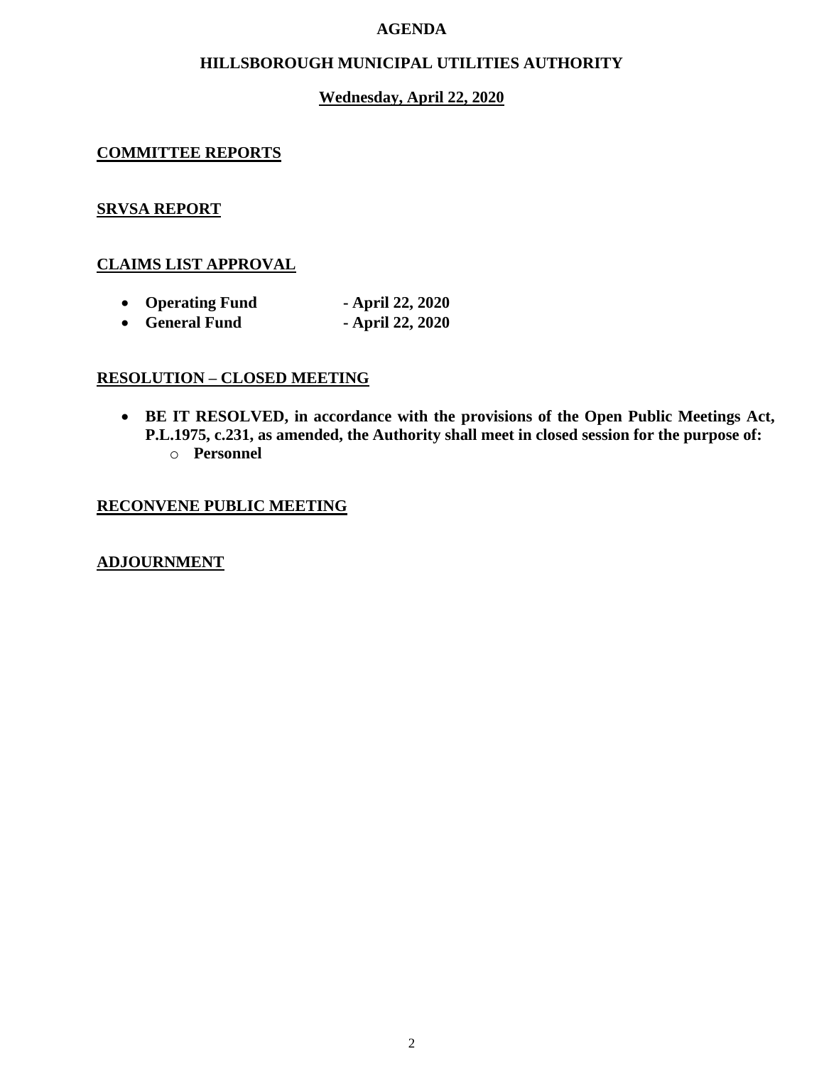**AGENDA**

**HILLSBOROUGH MUNICIPAL UTILITIES AUTHORITY**

**Wednesday, April 22, 2020**

## COMMITTEE REPORTS

## SRVSA REPORT

## CLAIMS LIST APPROVAL

- **Operating Fund - April 22, 2020**
- **General Fund - April 22, 2020**

## RESOLUTION – CLOSED MEETING

- **BE IT RESOLVED, in accordance with the provisions of the Open Public Meetings Act, P.L.1975, c.231, as amended, the Authority shall meet in closed session for the purpose of:**
  - **Personnel**

## RECONVENE PUBLIC MEETING

## ADJOURNMENT